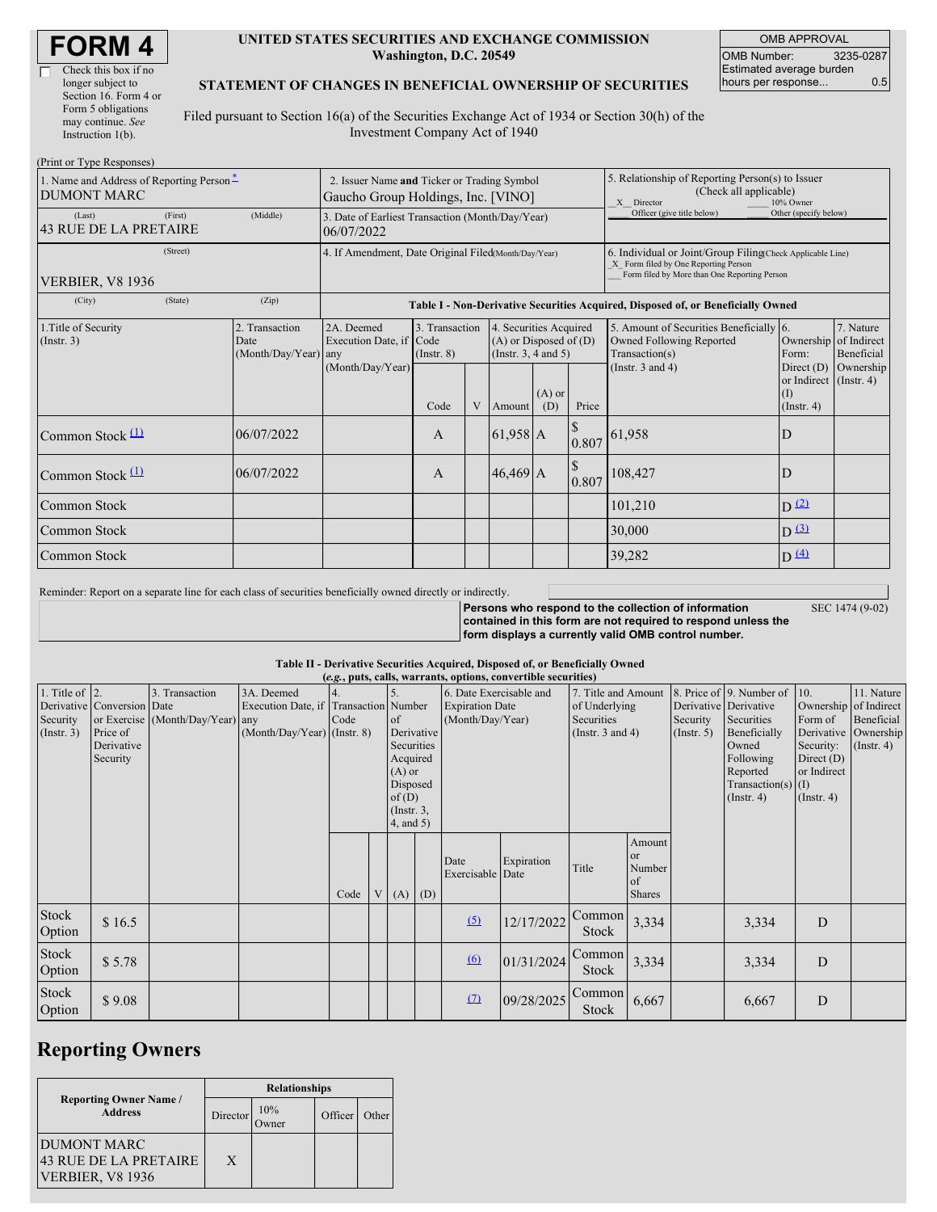# FORM 4

UNITED STATES SECURITIES AND EXCHANGE COMMISSION
Washington, D.C. 20549

☐ Check this box if no longer subject to Section 16. Form 4 or Form 5 obligations may continue. *See* Instruction 1(b).

**STATEMENT OF CHANGES IN BENEFICIAL OWNERSHIP OF SECURITIES**

Filed pursuant to Section 16(a) of the Securities Exchange Act of 1934 or Section 30(h) of the Investment Company Act of 1940

| OMB APPROVAL | |
|---|---|
| OMB Number: | 3235-0287 |
| Estimated average burden hours per response... | 0.5 |

(Print or Type Responses)

| 1. Name and Address of Reporting Person * | 2. Issuer Name and Ticker or Trading Symbol | 5. Relationship of Reporting Person(s) to Issuer (Check all applicable) |
|---|---|---|
| DUMONT MARC | Gaucho Group Holdings, Inc. [VINO] | _X_ Director ___ 10% Owner ___ Officer (give title below) ___ Other (specify below) |
| (Last) (First) (Middle) 43 RUE DE LA PRETAIRE | 3. Date of Earliest Transaction (Month/Day/Year) 06/07/2022 | |
| (Street) VERBIER, V8 1936 | 4. If Amendment, Date Original Filed (Month/Day/Year) | 6. Individual or Joint/Group Filing (Check Applicable Line) _X_ Form filed by One Reporting Person ___ Form filed by More than One Reporting Person |
| (City) (State) (Zip) | | |

**Table I - Non-Derivative Securities Acquired, Disposed of, or Beneficially Owned**

| 1.Title of Security (Instr. 3) | 2. Transaction Date (Month/Day/Year) | 2A. Deemed Execution Date, if any (Month/Day/Year) | 3. Transaction Code (Instr. 8) Code | V | 4. Securities Acquired (A) or Disposed of (D) (Instr. 3, 4 and 5) Amount | (A) or (D) | Price | 5. Amount of Securities Beneficially Owned Following Reported Transaction(s) (Instr. 3 and 4) | 6. Ownership Form: Direct (D) or Indirect (I) (Instr. 4) | 7. Nature of Indirect Beneficial Ownership (Instr. 4) |
|---|---|---|---|---|---|---|---|---|---|---|
| Common Stock (1) | 06/07/2022 | | A | | 61,958 | A | $ 0.807 | 61,958 | D | |
| Common Stock (1) | 06/07/2022 | | A | | 46,469 | A | $ 0.807 | 108,427 | D | |
| Common Stock | | | | | | | | 101,210 | D (2) | |
| Common Stock | | | | | | | | 30,000 | D (3) | |
| Common Stock | | | | | | | | 39,282 | D (4) | |

Reminder: Report on a separate line for each class of securities beneficially owned directly or indirectly.

**Persons who respond to the collection of information contained in this form are not required to respond unless the form displays a currently valid OMB control number.** SEC 1474 (9-02)

**Table II - Derivative Securities Acquired, Disposed of, or Beneficially Owned**
**(*e.g.*, puts, calls, warrants, options, convertible securities)**

| 1. Title of Derivative Security (Instr. 3) | 2. Conversion or Exercise Price of Derivative Security | 3. Transaction Date (Month/Day/Year) | 3A. Deemed Execution Date, if any (Month/Day/Year) | 4. Transaction Code (Instr. 8) Code | V | 5. Number of Derivative Securities Acquired (A) or Disposed of (D) (Instr. 3, 4, and 5) (A) | (D) | 6. Date Exercisable and Expiration Date (Month/Day/Year) Date Exercisable | Expiration Date | 7. Title and Amount of Underlying Securities (Instr. 3 and 4) Title | Amount or Number of Shares | 8. Price of Derivative Security (Instr. 5) | 9. Number of Derivative Securities Beneficially Owned Following Reported Transaction(s) (Instr. 4) | 10. Ownership Form of Derivative Security: Direct (D) or Indirect (I) (Instr. 4) | 11. Nature of Indirect Beneficial Ownership (Instr. 4) |
|---|---|---|---|---|---|---|---|---|---|---|---|---|---|---|---|
| Stock Option | $ 16.5 | | | | | | | (5) | 12/17/2022 | Common Stock | 3,334 | | 3,334 | D | |
| Stock Option | $ 5.78 | | | | | | | (6) | 01/31/2024 | Common Stock | 3,334 | | 3,334 | D | |
| Stock Option | $ 9.08 | | | | | | | (7) | 09/28/2025 | Common Stock | 6,667 | | 6,667 | D | |

## Reporting Owners

| Reporting Owner Name / Address | Relationships | | | |
|---|---|---|---|---|
| | Director | 10% Owner | Officer | Other |
| DUMONT MARC 43 RUE DE LA PRETAIRE VERBIER, V8 1936 | X | | | |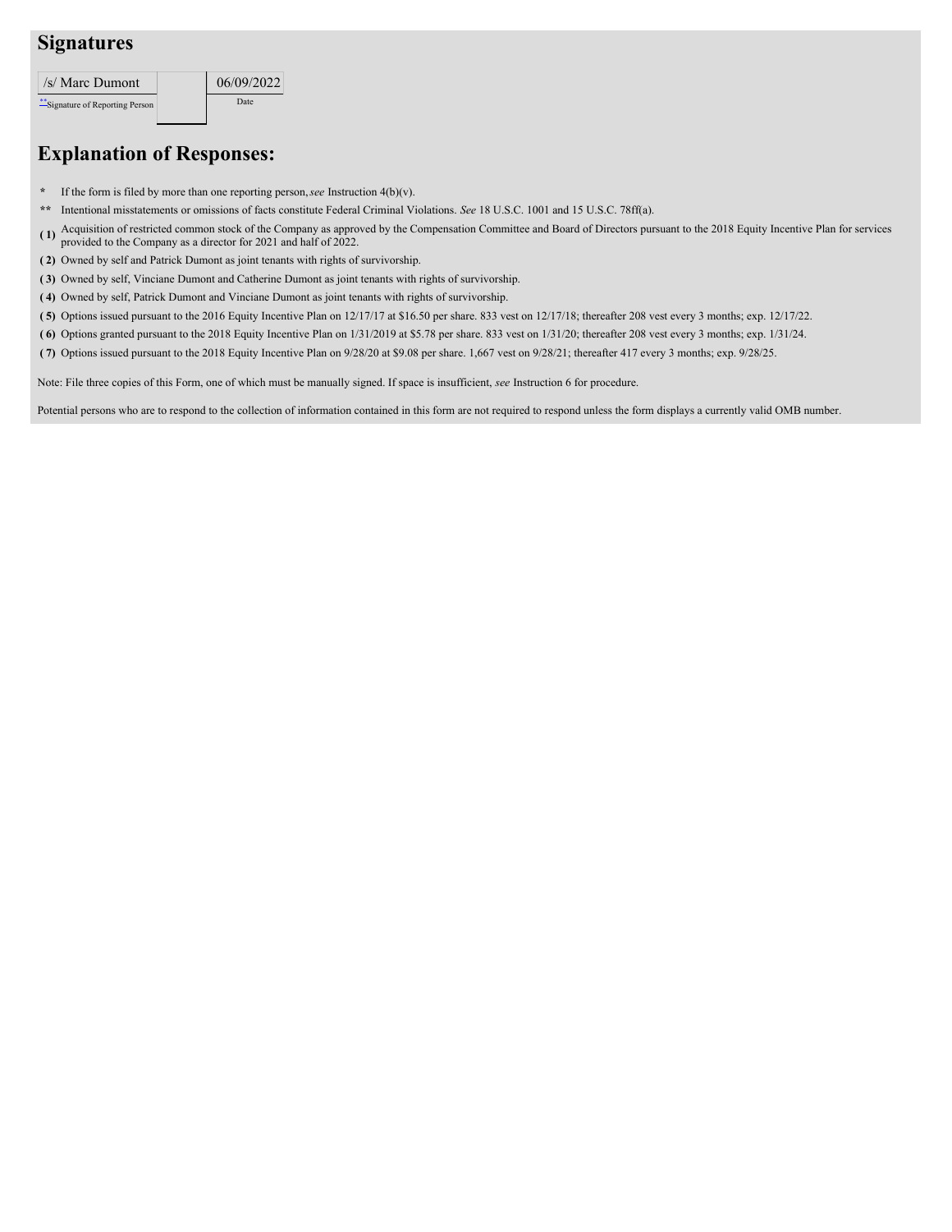## Signatures

| | | |
|---|---|---|
| /s/ Marc Dumont | | 06/09/2022 |
| ** Signature of Reporting Person | | Date |

## Explanation of Responses:

- \* If the form is filed by more than one reporting person, *see* Instruction 4(b)(v).
- ** Intentional misstatements or omissions of facts constitute Federal Criminal Violations. *See* 18 U.S.C. 1001 and 15 U.S.C. 78ff(a).
- **( 1)** Acquisition of restricted common stock of the Company as approved by the Compensation Committee and Board of Directors pursuant to the 2018 Equity Incentive Plan for services provided to the Company as a director for 2021 and half of 2022.
- **( 2)** Owned by self and Patrick Dumont as joint tenants with rights of survivorship.
- **( 3)** Owned by self, Vinciane Dumont and Catherine Dumont as joint tenants with rights of survivorship.
- **( 4)** Owned by self, Patrick Dumont and Vinciane Dumont as joint tenants with rights of survivorship.
- **( 5)** Options issued pursuant to the 2016 Equity Incentive Plan on 12/17/17 at $16.50 per share. 833 vest on 12/17/18; thereafter 208 vest every 3 months; exp. 12/17/22.
- **( 6)** Options granted pursuant to the 2018 Equity Incentive Plan on 1/31/2019 at $5.78 per share. 833 vest on 1/31/20; thereafter 208 vest every 3 months; exp. 1/31/24.
- **( 7)** Options issued pursuant to the 2018 Equity Incentive Plan on 9/28/20 at $9.08 per share. 1,667 vest on 9/28/21; thereafter 417 every 3 months; exp. 9/28/25.

Note: File three copies of this Form, one of which must be manually signed. If space is insufficient, *see* Instruction 6 for procedure.

Potential persons who are to respond to the collection of information contained in this form are not required to respond unless the form displays a currently valid OMB number.